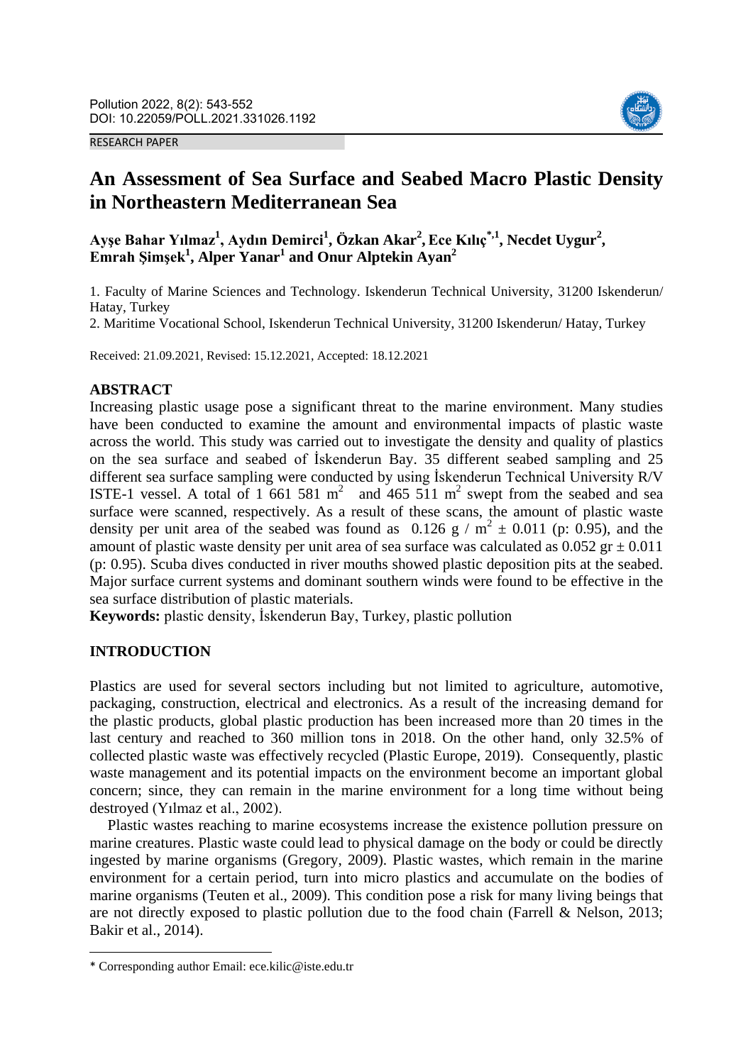RESEARCH PAPER

# An Assessment of Sea Surface and Seabed Macro Plastic Density in Northeastern Mediterranean Sea

**Ayşe Bahar Yılmaz[1], Aydın Demirci[1], Özkan Akar[2], Ece Kılıç[*,1], Necdet Uygur[2], Emrah Şimşek[1], Alper Yanar[1] and Onur Alptekin Ayan[2]**

1. Faculty of Marine Sciences and Technology. Iskenderun Technical University, 31200 Iskenderun/ Hatay, Turkey
2. Maritime Vocational School, Iskenderun Technical University, 31200 Iskenderun/ Hatay, Turkey

Received: 21.09.2021, Revised: 15.12.2021, Accepted: 18.12.2021

## ABSTRACT

Increasing plastic usage pose a significant threat to the marine environment. Many studies have been conducted to examine the amount and environmental impacts of plastic waste across the world. This study was carried out to investigate the density and quality of plastics on the sea surface and seabed of İskenderun Bay. 35 different seabed sampling and 25 different sea surface sampling were conducted by using İskenderun Technical University R/V ISTE-1 vessel. A total of 1 661 581 $m^2$ and 465 511 $m^2$ swept from the seabed and sea surface were scanned, respectively. As a result of these scans, the amount of plastic waste density per unit area of the seabed was found as 0.126 g / $m^2$ ± 0.011 (p: 0.95), and the amount of plastic waste density per unit area of sea surface was calculated as 0.052 gr ± 0.011 (p: 0.95). Scuba dives conducted in river mouths showed plastic deposition pits at the seabed. Major surface current systems and dominant southern winds were found to be effective in the sea surface distribution of plastic materials.

**Keywords:** plastic density, İskenderun Bay, Turkey, plastic pollution

## INTRODUCTION

Plastics are used for several sectors including but not limited to agriculture, automotive, packaging, construction, electrical and electronics. As a result of the increasing demand for the plastic products, global plastic production has been increased more than 20 times in the last century and reached to 360 million tons in 2018. On the other hand, only 32.5% of collected plastic waste was effectively recycled (Plastic Europe, 2019). Consequently, plastic waste management and its potential impacts on the environment become an important global concern; since, they can remain in the marine environment for a long time without being destroyed (Yılmaz et al., 2002).

Plastic wastes reaching to marine ecosystems increase the existence pollution pressure on marine creatures. Plastic waste could lead to physical damage on the body or could be directly ingested by marine organisms (Gregory, 2009). Plastic wastes, which remain in the marine environment for a certain period, turn into micro plastics and accumulate on the bodies of marine organisms (Teuten et al., 2009). This condition pose a risk for many living beings that are not directly exposed to plastic pollution due to the food chain (Farrell & Nelson, 2013; Bakir et al., 2014).

* Corresponding author Email: ece.kilic@iste.edu.tr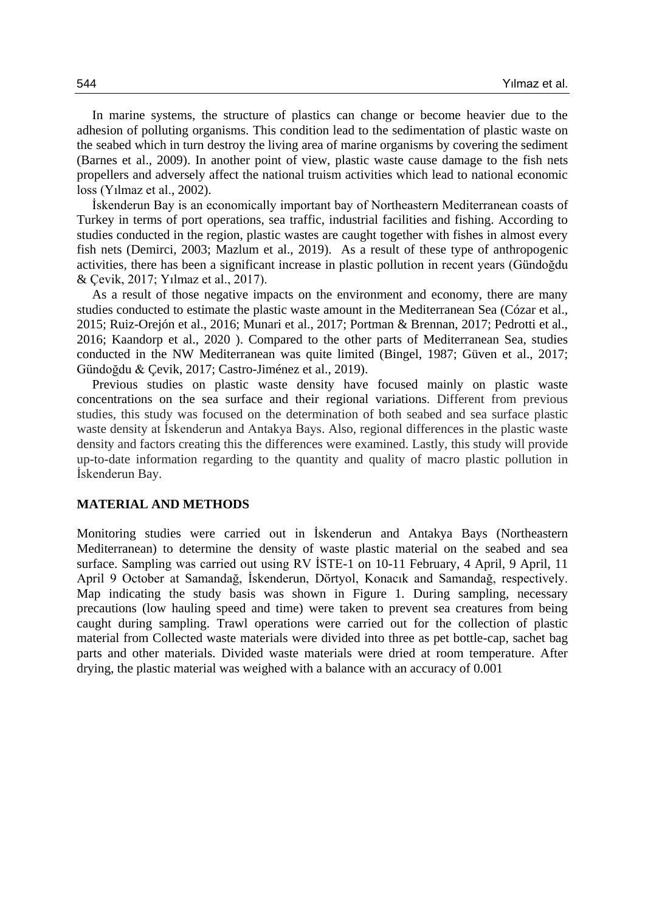In marine systems, the structure of plastics can change or become heavier due to the adhesion of polluting organisms. This condition lead to the sedimentation of plastic waste on the seabed which in turn destroy the living area of marine organisms by covering the sediment (Barnes et al., 2009). In another point of view, plastic waste cause damage to the fish nets propellers and adversely affect the national truism activities which lead to national economic loss (Yılmaz et al., 2002).

İskenderun Bay is an economically important bay of Northeastern Mediterranean coasts of Turkey in terms of port operations, sea traffic, industrial facilities and fishing. According to studies conducted in the region, plastic wastes are caught together with fishes in almost every fish nets (Demirci, 2003; Mazlum et al., 2019). As a result of these type of anthropogenic activities, there has been a significant increase in plastic pollution in recent years (Gündoğdu & Çevik, 2017; Yılmaz et al., 2017).

As a result of those negative impacts on the environment and economy, there are many studies conducted to estimate the plastic waste amount in the Mediterranean Sea (Cózar et al., 2015; Ruiz-Orejón et al., 2016; Munari et al., 2017; Portman & Brennan, 2017; Pedrotti et al., 2016; Kaandorp et al., 2020 ). Compared to the other parts of Mediterranean Sea, studies conducted in the NW Mediterranean was quite limited (Bingel, 1987; Güven et al., 2017; Gündoğdu & Çevik, 2017; Castro-Jiménez et al., 2019).

Previous studies on plastic waste density have focused mainly on plastic waste concentrations on the sea surface and their regional variations. Different from previous studies, this study was focused on the determination of both seabed and sea surface plastic waste density at İskenderun and Antakya Bays. Also, regional differences in the plastic waste density and factors creating this the differences were examined. Lastly, this study will provide up-to-date information regarding to the quantity and quality of macro plastic pollution in İskenderun Bay.

## MATERIAL AND METHODS

Monitoring studies were carried out in İskenderun and Antakya Bays (Northeastern Mediterranean) to determine the density of waste plastic material on the seabed and sea surface. Sampling was carried out using RV İSTE-1 on 10-11 February, 4 April, 9 April, 11 April 9 October at Samandağ, İskenderun, Dörtyol, Konacık and Samandağ, respectively. Map indicating the study basis was shown in Figure 1. During sampling, necessary precautions (low hauling speed and time) were taken to prevent sea creatures from being caught during sampling. Trawl operations were carried out for the collection of plastic material from Collected waste materials were divided into three as pet bottle-cap, sachet bag parts and other materials. Divided waste materials were dried at room temperature. After drying, the plastic material was weighed with a balance with an accuracy of 0.001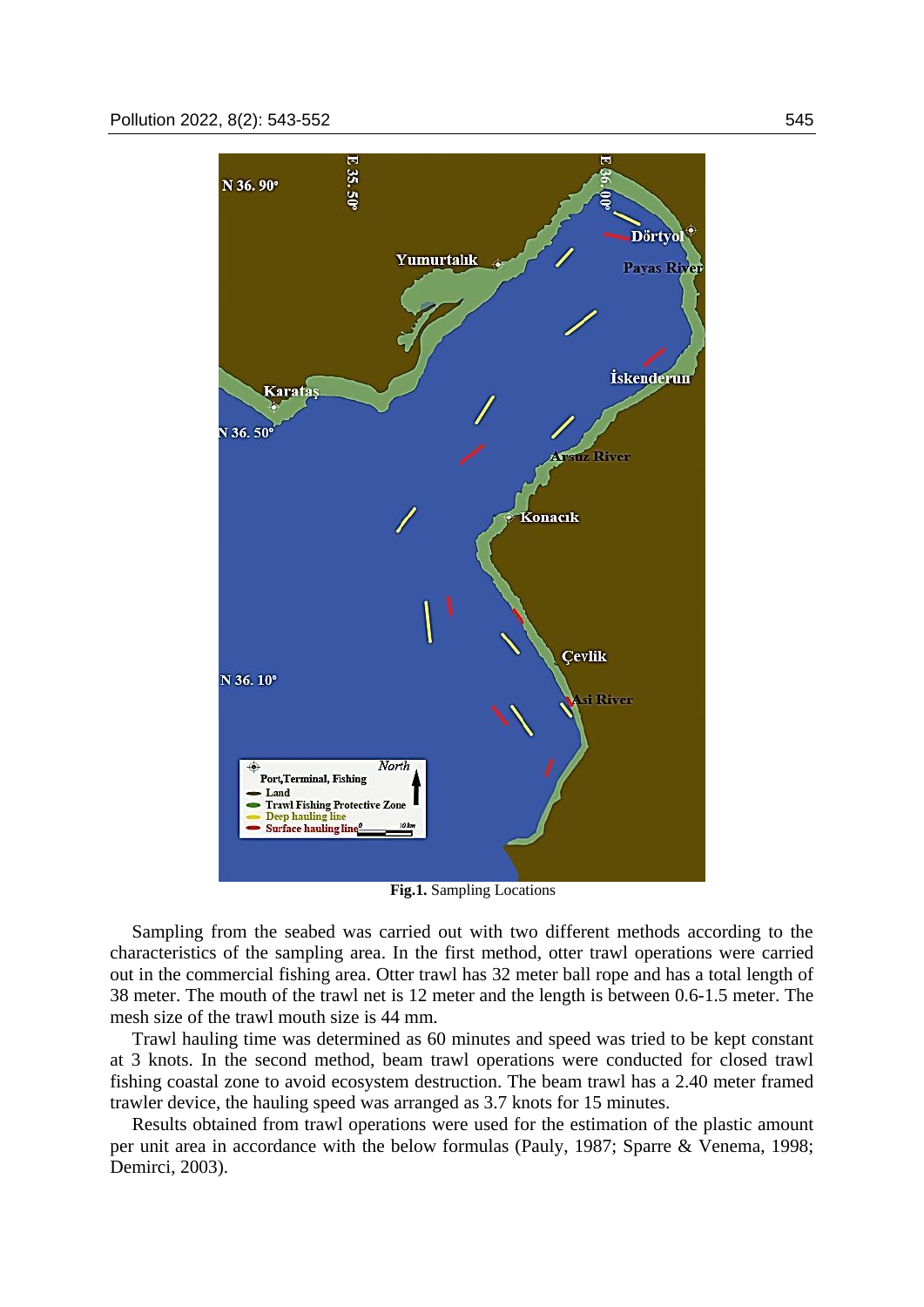**Fig.1.** Sampling Locations

Sampling from the seabed was carried out with two different methods according to the characteristics of the sampling area. In the first method, otter trawl operations were carried out in the commercial fishing area. Otter trawl has 32 meter ball rope and has a total length of 38 meter. The mouth of the trawl net is 12 meter and the length is between 0.6-1.5 meter. The mesh size of the trawl mouth size is 44 mm.

Trawl hauling time was determined as 60 minutes and speed was tried to be kept constant at 3 knots. In the second method, beam trawl operations were conducted for closed trawl fishing coastal zone to avoid ecosystem destruction. The beam trawl has a 2.40 meter framed trawler device, the hauling speed was arranged as 3.7 knots for 15 minutes.

Results obtained from trawl operations were used for the estimation of the plastic amount per unit area in accordance with the below formulas (Pauly, 1987; Sparre & Venema, 1998; Demirci, 2003).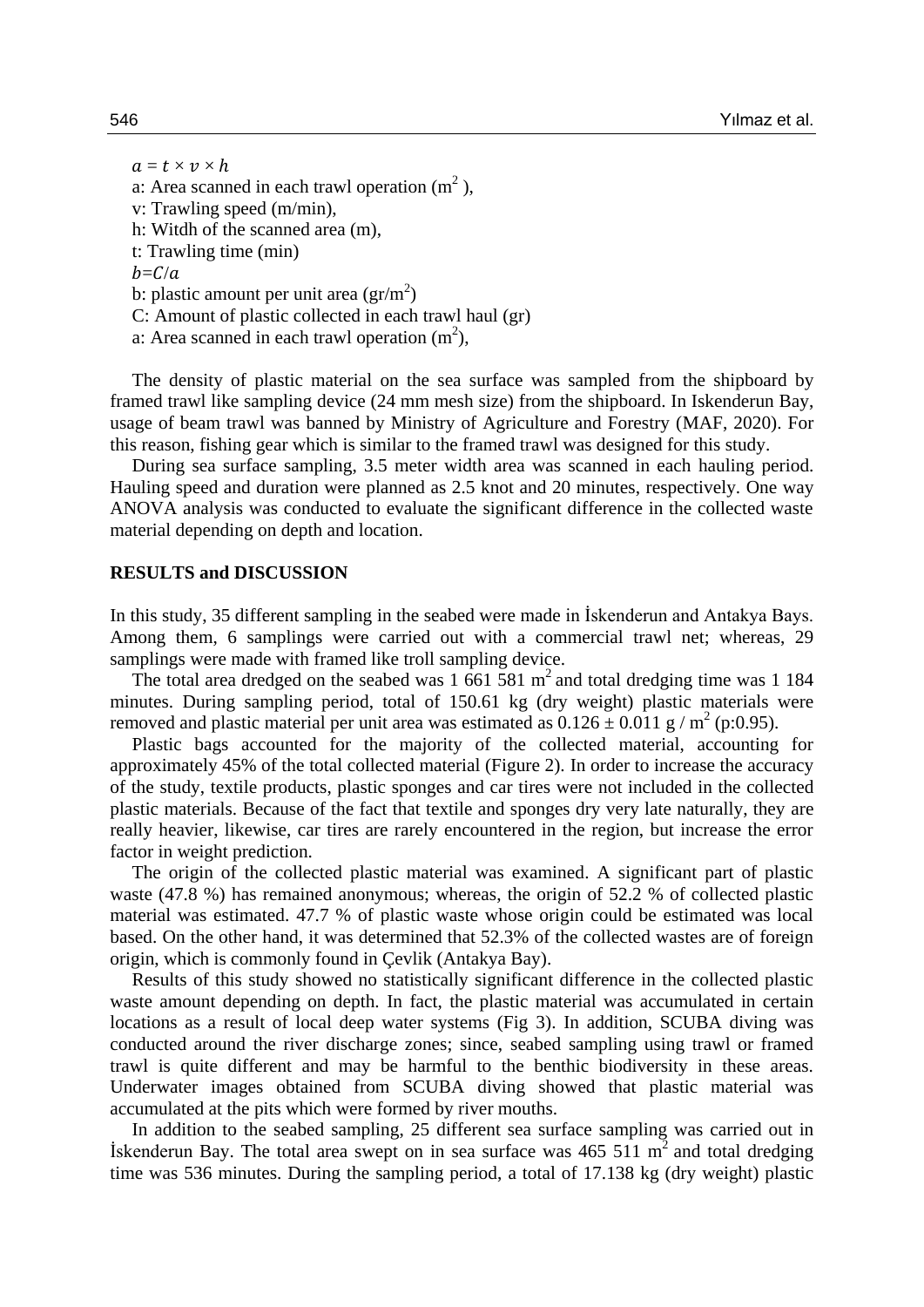$a = t \times v \times h$

a: Area scanned in each trawl operation ($m^2$ ),

v: Trawling speed (m/min),

h: Witdh of the scanned area (m),

t: Trawling time (min)

$b = C/a$

b: plastic amount per unit area ($gr/m^2$)

C: Amount of plastic collected in each trawl haul (gr)

a: Area scanned in each trawl operation ($m^2$),

The density of plastic material on the sea surface was sampled from the shipboard by framed trawl like sampling device (24 mm mesh size) from the shipboard. In Iskenderun Bay, usage of beam trawl was banned by Ministry of Agriculture and Forestry (MAF, 2020). For this reason, fishing gear which is similar to the framed trawl was designed for this study.

During sea surface sampling, 3.5 meter width area was scanned in each hauling period. Hauling speed and duration were planned as 2.5 knot and 20 minutes, respectively. One way ANOVA analysis was conducted to evaluate the significant difference in the collected waste material depending on depth and location.

## RESULTS and DISCUSSION

In this study, 35 different sampling in the seabed were made in İskenderun and Antakya Bays. Among them, 6 samplings were carried out with a commercial trawl net; whereas, 29 samplings were made with framed like troll sampling device.

The total area dredged on the seabed was 1 661 581 $m^2$ and total dredging time was 1 184 minutes. During sampling period, total of 150.61 kg (dry weight) plastic materials were removed and plastic material per unit area was estimated as $0.126 \pm 0.011$ g / $m^2$ (p:0.95).

Plastic bags accounted for the majority of the collected material, accounting for approximately 45% of the total collected material (Figure 2). In order to increase the accuracy of the study, textile products, plastic sponges and car tires were not included in the collected plastic materials. Because of the fact that textile and sponges dry very late naturally, they are really heavier, likewise, car tires are rarely encountered in the region, but increase the error factor in weight prediction.

The origin of the collected plastic material was examined. A significant part of plastic waste (47.8 %) has remained anonymous; whereas, the origin of 52.2 % of collected plastic material was estimated. 47.7 % of plastic waste whose origin could be estimated was local based. On the other hand, it was determined that 52.3% of the collected wastes are of foreign origin, which is commonly found in Çevlik (Antakya Bay).

Results of this study showed no statistically significant difference in the collected plastic waste amount depending on depth. In fact, the plastic material was accumulated in certain locations as a result of local deep water systems (Fig 3). In addition, SCUBA diving was conducted around the river discharge zones; since, seabed sampling using trawl or framed trawl is quite different and may be harmful to the benthic biodiversity in these areas. Underwater images obtained from SCUBA diving showed that plastic material was accumulated at the pits which were formed by river mouths.

In addition to the seabed sampling, 25 different sea surface sampling was carried out in İskenderun Bay. The total area swept on in sea surface was 465 511 $m^2$ and total dredging time was 536 minutes. During the sampling period, a total of 17.138 kg (dry weight) plastic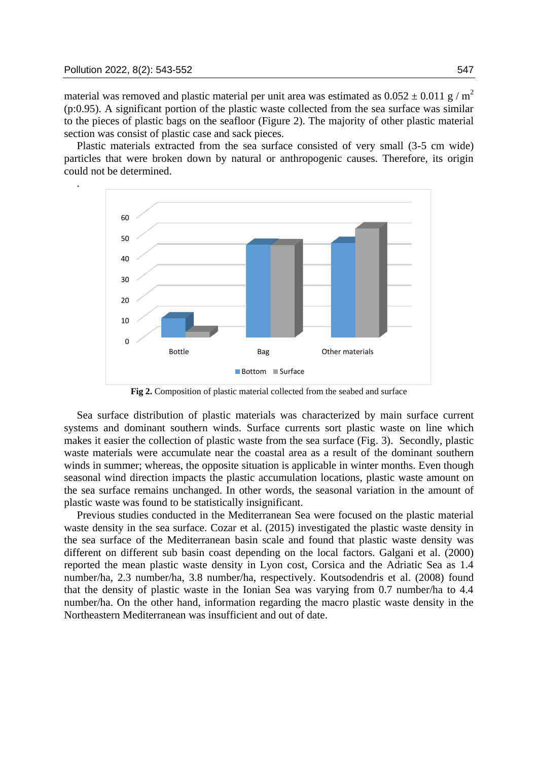material was removed and plastic material per unit area was estimated as $0.052 \pm 0.011$ g / $m^2$ (p:0.95). A significant portion of the plastic waste collected from the sea surface was similar to the pieces of plastic bags on the seafloor (Figure 2). The majority of other plastic material section was consist of plastic case and sack pieces.

Plastic materials extracted from the sea surface consisted of very small (3-5 cm wide) particles that were broken down by natural or anthropogenic causes. Therefore, its origin could not be determined.

.

**Fig 2.** Composition of plastic material collected from the seabed and surface

Sea surface distribution of plastic materials was characterized by main surface current systems and dominant southern winds. Surface currents sort plastic waste on line which makes it easier the collection of plastic waste from the sea surface (Fig. 3). Secondly, plastic waste materials were accumulate near the coastal area as a result of the dominant southern winds in summer; whereas, the opposite situation is applicable in winter months. Even though seasonal wind direction impacts the plastic accumulation locations, plastic waste amount on the sea surface remains unchanged. In other words, the seasonal variation in the amount of plastic waste was found to be statistically insignificant.

Previous studies conducted in the Mediterranean Sea were focused on the plastic material waste density in the sea surface. Cozar et al. (2015) investigated the plastic waste density in the sea surface of the Mediterranean basin scale and found that plastic waste density was different on different sub basin coast depending on the local factors. Galgani et al. (2000) reported the mean plastic waste density in Lyon cost, Corsica and the Adriatic Sea as 1.4 number/ha, 2.3 number/ha, 3.8 number/ha, respectively. Koutsodendris et al. (2008) found that the density of plastic waste in the Ionian Sea was varying from 0.7 number/ha to 4.4 number/ha. On the other hand, information regarding the macro plastic waste density in the Northeastern Mediterranean was insufficient and out of date.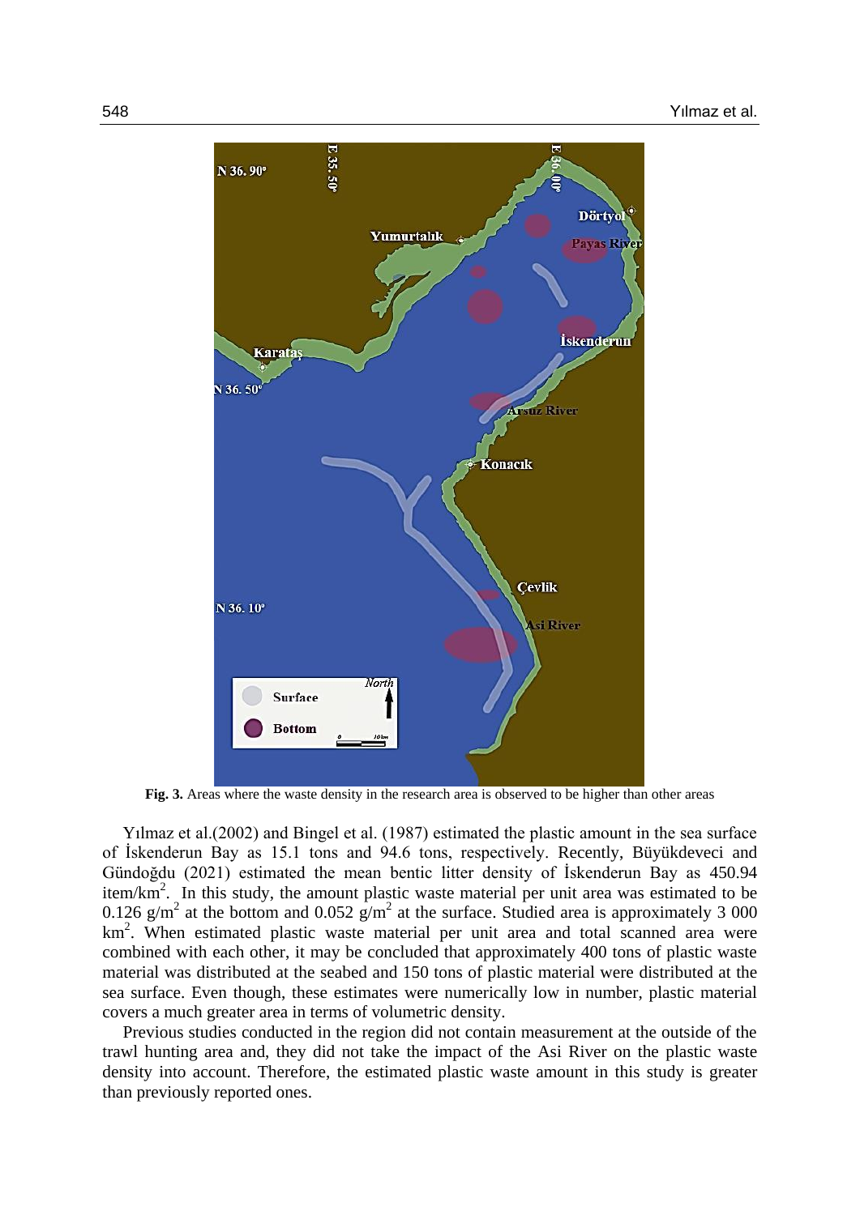**Fig. 3.** Areas where the waste density in the research area is observed to be higher than other areas

Yılmaz et al.(2002) and Bingel et al. (1987) estimated the plastic amount in the sea surface of İskenderun Bay as 15.1 tons and 94.6 tons, respectively. Recently, Büyükdeveci and Gündoğdu (2021) estimated the mean bentic litter density of İskenderun Bay as 450.94 item/km$^2$. In this study, the amount plastic waste material per unit area was estimated to be 0.126 g/m$^2$ at the bottom and 0.052 g/m$^2$ at the surface. Studied area is approximately 3 000 km$^2$. When estimated plastic waste material per unit area and total scanned area were combined with each other, it may be concluded that approximately 400 tons of plastic waste material was distributed at the seabed and 150 tons of plastic material were distributed at the sea surface. Even though, these estimates were numerically low in number, plastic material covers a much greater area in terms of volumetric density.

Previous studies conducted in the region did not contain measurement at the outside of the trawl hunting area and, they did not take the impact of the Asi River on the plastic waste density into account. Therefore, the estimated plastic waste amount in this study is greater than previously reported ones.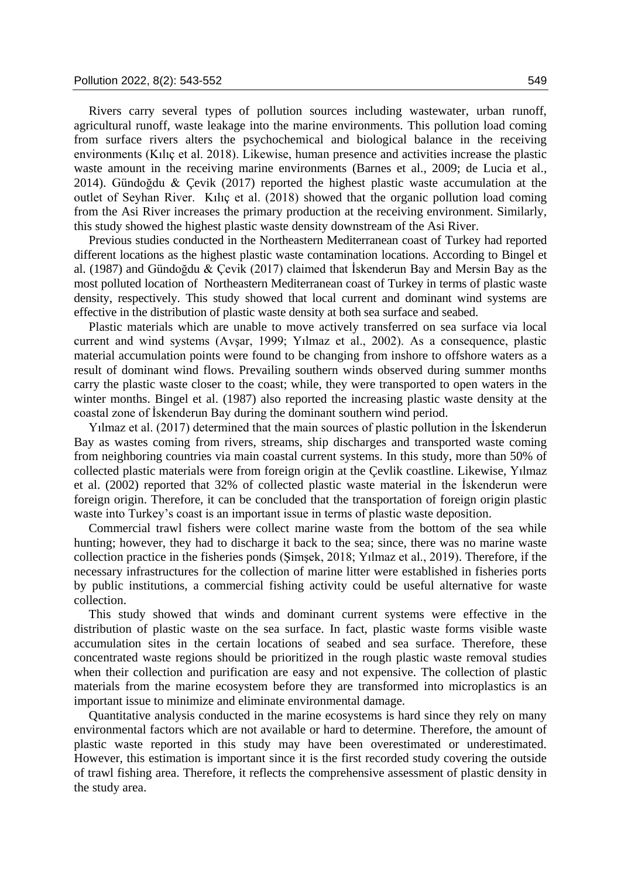Rivers carry several types of pollution sources including wastewater, urban runoff, agricultural runoff, waste leakage into the marine environments. This pollution load coming from surface rivers alters the psychochemical and biological balance in the receiving environments (Kılıç et al. 2018). Likewise, human presence and activities increase the plastic waste amount in the receiving marine environments (Barnes et al., 2009; de Lucia et al., 2014). Gündoğdu & Çevik (2017) reported the highest plastic waste accumulation at the outlet of Seyhan River. Kılıç et al. (2018) showed that the organic pollution load coming from the Asi River increases the primary production at the receiving environment. Similarly, this study showed the highest plastic waste density downstream of the Asi River.

Previous studies conducted in the Northeastern Mediterranean coast of Turkey had reported different locations as the highest plastic waste contamination locations. According to Bingel et al. (1987) and Gündoğdu & Çevik (2017) claimed that İskenderun Bay and Mersin Bay as the most polluted location of Northeastern Mediterranean coast of Turkey in terms of plastic waste density, respectively. This study showed that local current and dominant wind systems are effective in the distribution of plastic waste density at both sea surface and seabed.

Plastic materials which are unable to move actively transferred on sea surface via local current and wind systems (Avşar, 1999; Yılmaz et al., 2002). As a consequence, plastic material accumulation points were found to be changing from inshore to offshore waters as a result of dominant wind flows. Prevailing southern winds observed during summer months carry the plastic waste closer to the coast; while, they were transported to open waters in the winter months. Bingel et al. (1987) also reported the increasing plastic waste density at the coastal zone of İskenderun Bay during the dominant southern wind period.

Yılmaz et al. (2017) determined that the main sources of plastic pollution in the İskenderun Bay as wastes coming from rivers, streams, ship discharges and transported waste coming from neighboring countries via main coastal current systems. In this study, more than 50% of collected plastic materials were from foreign origin at the Çevlik coastline. Likewise, Yılmaz et al. (2002) reported that 32% of collected plastic waste material in the İskenderun were foreign origin. Therefore, it can be concluded that the transportation of foreign origin plastic waste into Turkey's coast is an important issue in terms of plastic waste deposition.

Commercial trawl fishers were collect marine waste from the bottom of the sea while hunting; however, they had to discharge it back to the sea; since, there was no marine waste collection practice in the fisheries ponds (Şimşek, 2018; Yılmaz et al., 2019). Therefore, if the necessary infrastructures for the collection of marine litter were established in fisheries ports by public institutions, a commercial fishing activity could be useful alternative for waste collection.

This study showed that winds and dominant current systems were effective in the distribution of plastic waste on the sea surface. In fact, plastic waste forms visible waste accumulation sites in the certain locations of seabed and sea surface. Therefore, these concentrated waste regions should be prioritized in the rough plastic waste removal studies when their collection and purification are easy and not expensive. The collection of plastic materials from the marine ecosystem before they are transformed into microplastics is an important issue to minimize and eliminate environmental damage.

Quantitative analysis conducted in the marine ecosystems is hard since they rely on many environmental factors which are not available or hard to determine. Therefore, the amount of plastic waste reported in this study may have been overestimated or underestimated. However, this estimation is important since it is the first recorded study covering the outside of trawl fishing area. Therefore, it reflects the comprehensive assessment of plastic density in the study area.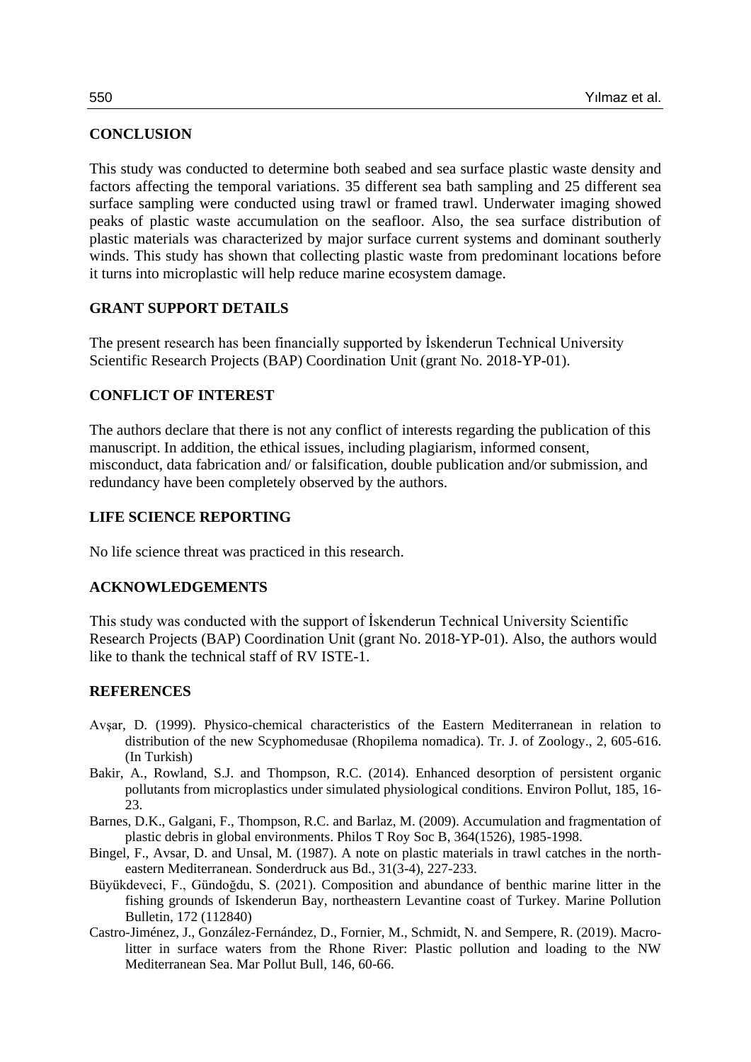## CONCLUSION

This study was conducted to determine both seabed and sea surface plastic waste density and factors affecting the temporal variations. 35 different sea bath sampling and 25 different sea surface sampling were conducted using trawl or framed trawl. Underwater imaging showed peaks of plastic waste accumulation on the seafloor. Also, the sea surface distribution of plastic materials was characterized by major surface current systems and dominant southerly winds. This study has shown that collecting plastic waste from predominant locations before it turns into microplastic will help reduce marine ecosystem damage.

## GRANT SUPPORT DETAILS

The present research has been financially supported by İskenderun Technical University Scientific Research Projects (BAP) Coordination Unit (grant No. 2018-YP-01).

## CONFLICT OF INTEREST

The authors declare that there is not any conflict of interests regarding the publication of this manuscript. In addition, the ethical issues, including plagiarism, informed consent, misconduct, data fabrication and/ or falsification, double publication and/or submission, and redundancy have been completely observed by the authors.

## LIFE SCIENCE REPORTING

No life science threat was practiced in this research.

## ACKNOWLEDGEMENTS

This study was conducted with the support of İskenderun Technical University Scientific Research Projects (BAP) Coordination Unit (grant No. 2018-YP-01). Also, the authors would like to thank the technical staff of RV ISTE-1.

## REFERENCES

Avşar, D. (1999). Physico-chemical characteristics of the Eastern Mediterranean in relation to distribution of the new Scyphomedusae (Rhopilema nomadica). Tr. J. of Zoology., 2, 605-616. (In Turkish)

Bakir, A., Rowland, S.J. and Thompson, R.C. (2014). Enhanced desorption of persistent organic pollutants from microplastics under simulated physiological conditions. Environ Pollut, 185, 16-23.

Barnes, D.K., Galgani, F., Thompson, R.C. and Barlaz, M. (2009). Accumulation and fragmentation of plastic debris in global environments. Philos T Roy Soc B, 364(1526), 1985-1998.

Bingel, F., Avsar, D. and Unsal, M. (1987). A note on plastic materials in trawl catches in the north-eastern Mediterranean. Sonderdruck aus Bd., 31(3-4), 227-233.

Büyükdeveci, F., Gündoğdu, S. (2021). Composition and abundance of benthic marine litter in the fishing grounds of Iskenderun Bay, northeastern Levantine coast of Turkey. Marine Pollution Bulletin, 172 (112840)

Castro-Jiménez, J., González-Fernández, D., Fornier, M., Schmidt, N. and Sempere, R. (2019). Macro-litter in surface waters from the Rhone River: Plastic pollution and loading to the NW Mediterranean Sea. Mar Pollut Bull, 146, 60-66.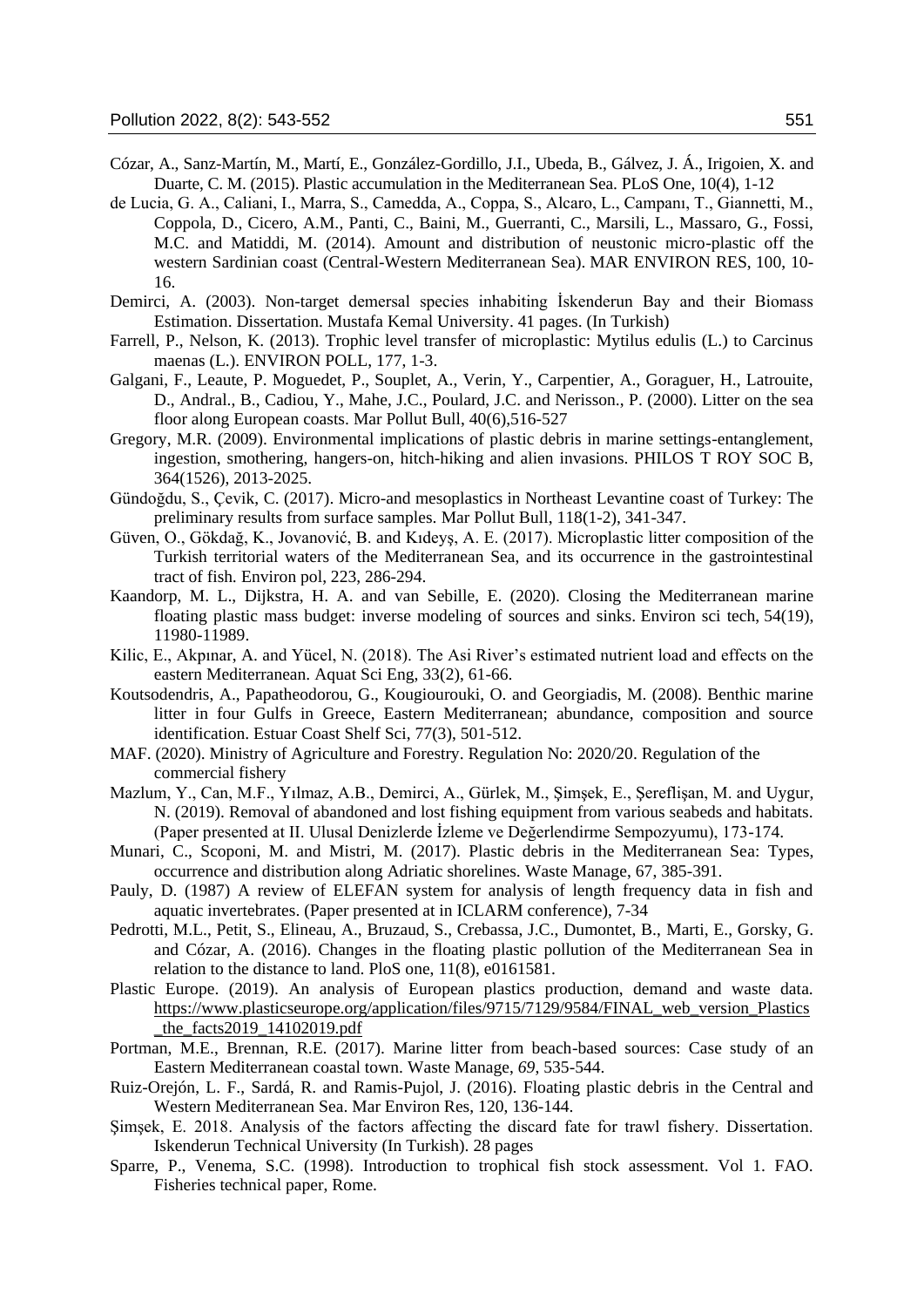Cózar, A., Sanz-Martín, M., Martí, E., González-Gordillo, J.I., Ubeda, B., Gálvez, J. Á., Irigoien, X. and Duarte, C. M. (2015). Plastic accumulation in the Mediterranean Sea. PLoS One, 10(4), 1-12

de Lucia, G. A., Caliani, I., Marra, S., Camedda, A., Coppa, S., Alcaro, L., Campanı, T., Giannetti, M., Coppola, D., Cicero, A.M., Panti, C., Baini, M., Guerranti, C., Marsili, L., Massaro, G., Fossi, M.C. and Matiddi, M. (2014). Amount and distribution of neustonic micro-plastic off the western Sardinian coast (Central-Western Mediterranean Sea). MAR ENVIRON RES, 100, 10-16.

Demirci, A. (2003). Non-target demersal species inhabiting İskenderun Bay and their Biomass Estimation. Dissertation. Mustafa Kemal University. 41 pages. (In Turkish)

Farrell, P., Nelson, K. (2013). Trophic level transfer of microplastic: Mytilus edulis (L.) to Carcinus maenas (L.). ENVIRON POLL, 177, 1-3.

Galgani, F., Leaute, P. Moguedet, P., Souplet, A., Verin, Y., Carpentier, A., Goraguer, H., Latrouite, D., Andral., B., Cadiou, Y., Mahe, J.C., Poulard, J.C. and Nerisson., P. (2000). Litter on the sea floor along European coasts. Mar Pollut Bull, 40(6),516-527

Gregory, M.R. (2009). Environmental implications of plastic debris in marine settings-entanglement, ingestion, smothering, hangers-on, hitch-hiking and alien invasions. PHILOS T ROY SOC B, 364(1526), 2013-2025.

Gündoğdu, S., Çevik, C. (2017). Micro-and mesoplastics in Northeast Levantine coast of Turkey: The preliminary results from surface samples. Mar Pollut Bull, 118(1-2), 341-347.

Güven, O., Gökdağ, K., Jovanović, B. and Kıdeyş, A. E. (2017). Microplastic litter composition of the Turkish territorial waters of the Mediterranean Sea, and its occurrence in the gastrointestinal tract of fish. Environ pol, 223, 286-294.

Kaandorp, M. L., Dijkstra, H. A. and van Sebille, E. (2020). Closing the Mediterranean marine floating plastic mass budget: inverse modeling of sources and sinks. Environ sci tech, 54(19), 11980-11989.

Kilic, E., Akpınar, A. and Yücel, N. (2018). The Asi River's estimated nutrient load and effects on the eastern Mediterranean. Aquat Sci Eng, 33(2), 61-66.

Koutsodendris, A., Papatheodorou, G., Kougiourouki, O. and Georgiadis, M. (2008). Benthic marine litter in four Gulfs in Greece, Eastern Mediterranean; abundance, composition and source identification. Estuar Coast Shelf Sci, 77(3), 501-512.

MAF. (2020). Ministry of Agriculture and Forestry. Regulation No: 2020/20. Regulation of the commercial fishery

Mazlum, Y., Can, M.F., Yılmaz, A.B., Demirci, A., Gürlek, M., Şimşek, E., Şereflişan, M. and Uygur, N. (2019). Removal of abandoned and lost fishing equipment from various seabeds and habitats. (Paper presented at II. Ulusal Denizlerde İzleme ve Değerlendirme Sempozyumu), 173-174.

Munari, C., Scoponi, M. and Mistri, M. (2017). Plastic debris in the Mediterranean Sea: Types, occurrence and distribution along Adriatic shorelines. Waste Manage, 67, 385-391.

Pauly, D. (1987) A review of ELEFAN system for analysis of length frequency data in fish and aquatic invertebrates. (Paper presented at in ICLARM conference), 7-34

Pedrotti, M.L., Petit, S., Elineau, A., Bruzaud, S., Crebassa, J.C., Dumontet, B., Marti, E., Gorsky, G. and Cózar, A. (2016). Changes in the floating plastic pollution of the Mediterranean Sea in relation to the distance to land. PloS one, 11(8), e0161581.

Plastic Europe. (2019). An analysis of European plastics production, demand and waste data. https://www.plasticseurope.org/application/files/9715/7129/9584/FINAL_web_version_Plastics_the_facts2019_14102019.pdf

Portman, M.E., Brennan, R.E. (2017). Marine litter from beach-based sources: Case study of an Eastern Mediterranean coastal town. Waste Manage, *69*, 535-544.

Ruiz-Orejón, L. F., Sardá, R. and Ramis-Pujol, J. (2016). Floating plastic debris in the Central and Western Mediterranean Sea. Mar Environ Res, 120, 136-144.

Şimşek, E. 2018. Analysis of the factors affecting the discard fate for trawl fishery. Dissertation. Iskenderun Technical University (In Turkish). 28 pages

Sparre, P., Venema, S.C. (1998). Introduction to trophical fish stock assessment. Vol 1. FAO. Fisheries technical paper, Rome.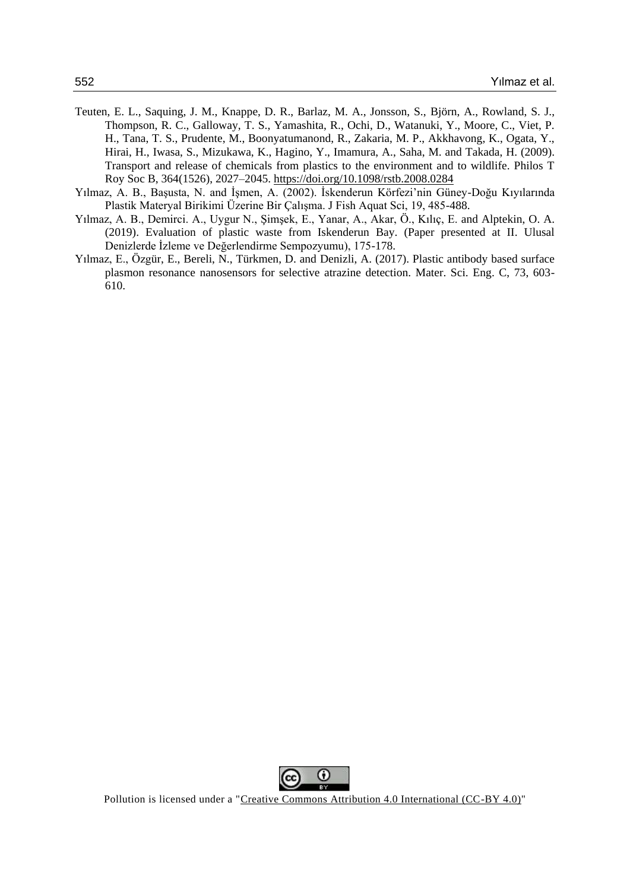Teuten, E. L., Saquing, J. M., Knappe, D. R., Barlaz, M. A., Jonsson, S., Björn, A., Rowland, S. J., Thompson, R. C., Galloway, T. S., Yamashita, R., Ochi, D., Watanuki, Y., Moore, C., Viet, P. H., Tana, T. S., Prudente, M., Boonyatumanond, R., Zakaria, M. P., Akkhavong, K., Ogata, Y., Hirai, H., Iwasa, S., Mizukawa, K., Hagino, Y., Imamura, A., Saha, M. and Takada, H. (2009). Transport and release of chemicals from plastics to the environment and to wildlife. Philos T Roy Soc B, 364(1526), 2027–2045. https://doi.org/10.1098/rstb.2008.0284

Yılmaz, A. B., Başusta, N. and İşmen, A. (2002). İskenderun Körfezi'nin Güney-Doğu Kıyılarında Plastik Materyal Birikimi Üzerine Bir Çalışma. J Fish Aquat Sci, 19, 485-488.

Yılmaz, A. B., Demirci. A., Uygur N., Şimşek, E., Yanar, A., Akar, Ö., Kılıç, E. and Alptekin, O. A. (2019). Evaluation of plastic waste from Iskenderun Bay. (Paper presented at II. Ulusal Denizlerde İzleme ve Değerlendirme Sempozyumu), 175-178.

Yılmaz, E., Özgür, E., Bereli, N., Türkmen, D. and Denizli, A. (2017). Plastic antibody based surface plasmon resonance nanosensors for selective atrazine detection. Mater. Sci. Eng. C, 73, 603-610.

Pollution is licensed under a "Creative Commons Attribution 4.0 International (CC-BY 4.0)"